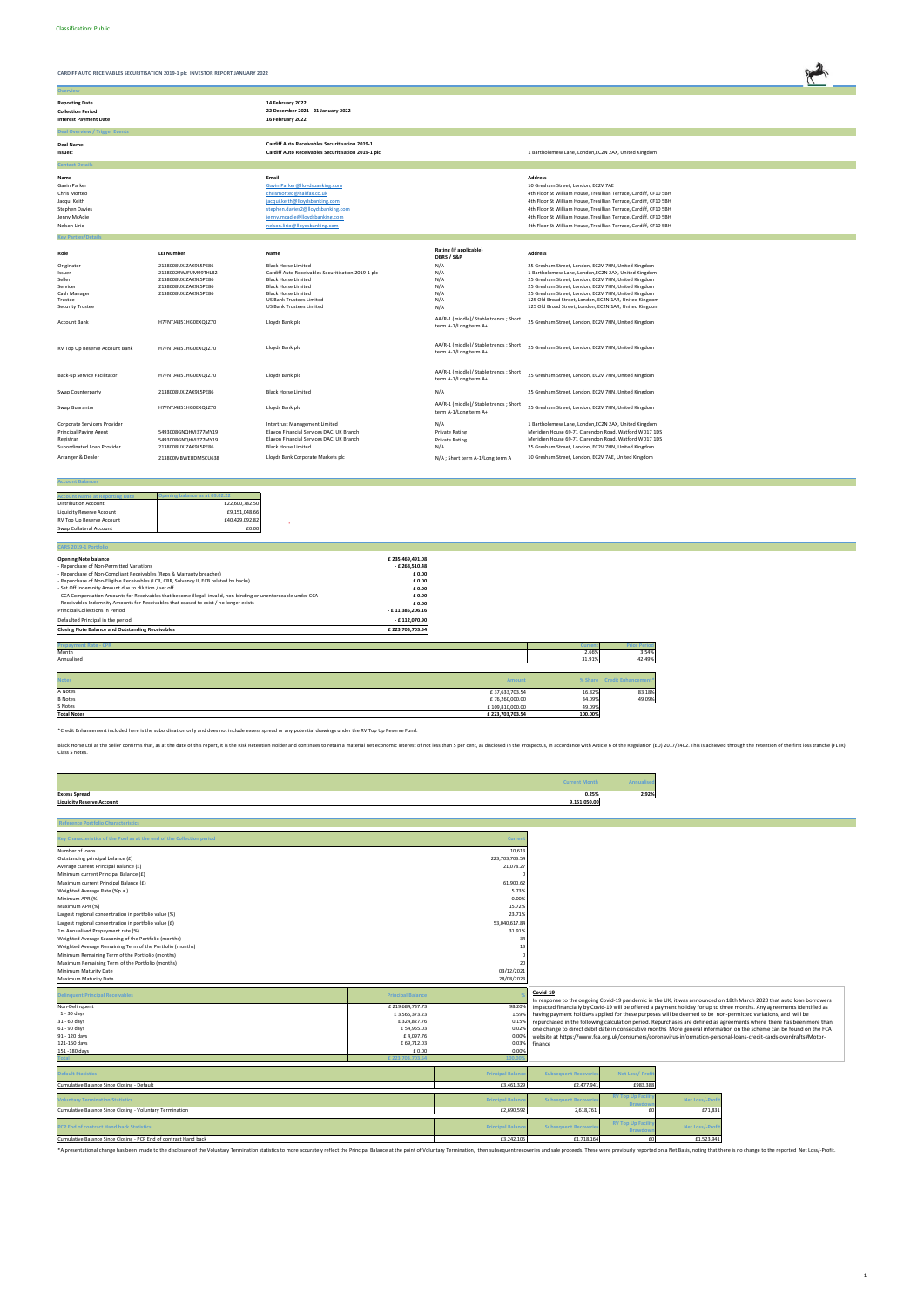Classification: Public

**CARDIFF AUTO RECEIVABLES SECURITISATION 2019-1 plc INVESTOR REPORT JANUARY 2022**

## Overview

| | |
|---|---|
| **Reporting Date** | **14 February 2022** |
| **Collection Period** | **22 December 2021 - 21 January 2022** |
| **Interest Payment Date** | **16 February 2022** |

## Deal Overview / Trigger Events

| | | |
|---|---|---|
| **Deal Name:** | **Cardiff Auto Receivables Securitisation 2019-1** | |
| **Issuer:** | **Cardiff Auto Receivables Securitisation 2019-1 plc** | 1 Bartholomew Lane, London,EC2N 2AX, United Kingdom |

## Contact Details

| Name | Email | Address |
|---|---|---|
| Gavin Parker | Gavin.Parker@lloydsbanking.com | 10 Gresham Street, London, EC2V 7AE |
| Chris Morteo | chrismorteo@halifax.co.uk | 4th Floor St William House, Tresillian Terrace, Cardiff, CF10 5BH |
| Jacqui Keith | jacqui.keith@lloydsbanking.com | 4th Floor St William House, Tresillian Terrace, Cardiff, CF10 5BH |
| Stephen Davies | stephen.davies2@lloydsbanking.com | 4th Floor St William House, Tresillian Terrace, Cardiff, CF10 5BH |
| Jenny McAdie | jenny.mcadie@lloydsbanking.com | 4th Floor St William House, Tresillian Terrace, Cardiff, CF10 5BH |
| Nelson Lirio | nelson.lirio@lloydsbanking.com | 4th Floor St William House, Tresillian Terrace, Cardiff, CF10 5BH |

## Key Parties/Details

| Role | LEI Number | Name | Rating (if applicable) DBRS / S&P | Address |
|---|---|---|---|---|
| Originator | 2138008UXJZAK9L5PE86 | Black Horse Limited | N/A | 25 Gresham Street, London, EC2V 7HN, United Kingdom |
| Issuer | 213800Z9WJFUM99THL82 | Cardiff Auto Receivables Securitisation 2019-1 plc | N/A | 1 Bartholomew Lane, London,EC2N 2AX, United Kingdom |
| Seller | 2138008UXJZAK9L5PE86 | Black Horse Limited | N/A | 25 Gresham Street, London, EC2V 7HN, United Kingdom |
| Servicer | 2138008UXJZAK9L5PE86 | Black Horse Limited | N/A | 25 Gresham Street, London, EC2V 7HN, United Kingdom |
| Cash Manager | 2138008UXJZAK9L5PE86 | Black Horse Limited | N/A | 25 Gresham Street, London, EC2V 7HN, United Kingdom |
| Trustee | | US Bank Trustees Limited | N/A | 125 Old Broad Street, London, EC2N 1AR, United Kingdom |
| Security Trustee | | US Bank Trustees Limited | N/A | 125 Old Broad Street, London, EC2N 1AR, United Kingdom |
| Account Bank | H7FNTJ4851HG0EXQ1Z70 | Lloyds Bank plc | AA/R-1 (middle)/ Stable trends ; Short term A-1/Long term A+ | 25 Gresham Street, London, EC2V 7HN, United Kingdom |
| RV Top Up Reserve Account Bank | H7FNTJ4851HG0EXQ1Z70 | Lloyds Bank plc | AA/R-1 (middle)/ Stable trends ; Short term A-1/Long term A+ | 25 Gresham Street, London, EC2V 7HN, United Kingdom |
| Back-up Service Facilitator | H7FNTJ4851HG0EXQ1Z70 | Lloyds Bank plc | AA/R-1 (middle)/ Stable trends ; Short term A-1/Long term A+ | 25 Gresham Street, London, EC2V 7HN, United Kingdom |
| Swap Counterparty | 2138008UXJZAK9L5PE86 | Black Horse Limited | N/A | 25 Gresham Street, London, EC2V 7HN, United Kingdom |
| Swap Guarantor | H7FNTJ4851HG0EXQ1Z70 | Lloyds Bank plc | AA/R-1 (middle)/ Stable trends ; Short term A-1/Long term A+ | 25 Gresham Street, London, EC2V 7HN, United Kingdom |
| Corporate Servicers Provider | | Intertrust Management Limited | N/A | 1 Bartholomew Lane, London,EC2N 2AX, United Kingdom |
| Principal Paying Agent | 5493008GNQHV377MY19 | Elavon Financial Services DAC, UK Branch | Private Rating | Meridien House 69-71 Clarendon Road, Watford WD17 1DS |
| Registrar | 5493008GNQHV377MY19 | Elavon Financial Services DAC, UK Branch | Private Rating | Meridien House 69-71 Clarendon Road, Watford WD17 1DS |
| Subordinated Loan Provider | 2138008UXJZAK9L5PE86 | Black Horse Limited | N/A | 25 Gresham Street, London, EC2V 7HN, United Kingdom |
| Arranger & Dealer | 213800MBWEIJDM5CU638 | Lloyds Bank Corporate Markets plc | N/A ; Short term A-1/Long term A | 10 Gresham Street, London, EC2V 7AE, United Kingdom |

## Account Balances

| Account Name at Reporting Date | Opening Balance as at 09.02.22 |
|---|---|
| Distribution Account | £22,600,782.50 |
| Liquidity Reserve Account | £9,151,048.66 |
| RV Top Up Reserve Account | £40,429,092.82 |
| Swap Collateral Account | £0.00 |

## CARS 2019-1 Portfolio

| | |
|---|---|
| **Opening Note balance** | **£ 235,469,491.08** |
| - Repurchase of Non-Permitted Variations | - £ 268,510.48 |
| - Repurchase of Non-Compliant Receivables (Reps & Warranty breaches) | £ 0.00 |
| - Repurchase of Non-Eligible Receivables (LCR, CRR, Solvency II, ECB related by backs) | £ 0.00 |
| - Set Off Indemnity Amount due to dilution / set off | £ 0.00 |
| - CCA Compensation Amounts for Receivables that become illegal, invalid, non-binding or unenforceable under CCA | £ 0.00 |
| - Receivables Indemnity Amounts for Receivables that ceased to exist / no longer exists | £ 0.00 |
| Principal Collections in Period | - £ 11,385,206.16 |
| Defaulted Principal in the period | - £ 112,070.90 |
| **Closing Note Balance and Outstanding Receivables** | **£ 223,703,703.54** |

| Prepayment Rate - CPR | Current | Prior Period |
|---|---|---|
| Month | 2.68% | 3.54% |
| Annualised | 31.91% | 42.49% |

| Notes | Amount | % Share | Credit Enhancement* |
|---|---|---|---|
| A Notes | £ 37,633,703.54 | 16.82% | 83.18% |
| B Notes | £ 76,260,000.00 | 34.09% | 49.09% |
| S Notes | £ 109,810,000.00 | 49.09% | |
| **Total Notes** | **£ 223,703,703.54** | **100.00%** | |

*Credit Enhancement included here is the subordination only and does not include excess spread or any potential drawings under the RV Top Up Reserve Fund.

Black Horse Ltd as the Seller confirms that, as at the date of this report, it is the Risk Retention Holder and continues to retain a material net economic interest of not less than 5 per cent, as disclosed in the Prospectus, in accordance with Article 6 of the Regulation (EU) 2017/2402. This is achieved through the retention of the first loss tranche (FLTR) Class S notes.

| | Current Month | Annualised |
|---|---|---|
| **Excess Spread** | **0.25%** | **2.92%** |
| **Liquidity Reserve Account** | **9,151,050.00** | |

## Reference Portfolio Characteristics

| Key Characteristics of the Pool as at the end of the Collection period | Current |
|---|---|
| Number of loans | 10,613 |
| Outstanding principal balance (£) | 223,703,703.54 |
| Average current Principal Balance (£) | 21,078.27 |
| Minimum current Principal Balance (£) | 0 |
| Maximum current Principal Balance (£) | 61,900.62 |
| Weighted Average Rate (%p.a.) | 5.73% |
| Minimum APR (%) | 0.00% |
| Maximum APR (%) | 15.72% |
| Largest regional concentration in portfolio value (%) | 23.71% |
| Largest regional concentration in portfolio value (£) | 53,040,617.84 |
| 1m Annualised Prepayment rate (%) | 31.91% |
| Weighted Average Seasoning of the Portfolio (months) | 34 |
| Weighted Average Remaining Term of the Portfolio (months) | 13 |
| Minimum Remaining Term of the Portfolio (months) | 0 |
| Maximum Remaining Term of the Portfolio (months) | 20 |
| Minimum Maturity Date | 03/12/2021 |
| Maximum Maturity Date | 28/08/2023 |

| Delinquent Principal Receivables | Principal Balance | % |
|---|---|---|
| Non-Delinquent | £ 219,684,737.73 | 98.20% |
| 1 - 30 days | £ 3,565,373.23 | 1.59% |
| 31 - 60 days | £ 324,827.76 | 0.15% |
| 61 - 90 days | £ 54,955.03 | 0.02% |
| 91 - 120 days | £ 4,097.76 | 0.00% |
| 121-150 days | £ 69,712.03 | 0.03% |
| 151 -180 days | £ 0.00 | 0.00% |
| Total | £ 223,703,703.54 | 100.00% |

**Covid-19**

In response to the ongoing Covid-19 pandemic in the UK, it was announced on 18th March 2020 that auto loan borrowers impacted financially by Covid-19 will be offered a payment holiday for up to three months. Any agreements identified as having payment holidays applied for these purposes will be deemed to be non-permitted variations, and will be repurchased in the following calculation period. Repurchases are defined as agreements where there has been more than one change to direct debit date in consecutive months More general information on the scheme can be found on the FCA website at https://www.fca.org.uk/consumers/coronavirus-information-personal-loans-credit-cards-overdrafts#Motor-finance

| Default Statistics | Principal Balance | Subsequent Recoveries | Net Loss/-Profit |
|---|---|---|---|
| Cumulative Balance Since Closing - Default | £3,461,329 | £2,477,941 | £983,388 |

| Voluntary Termination Statistics | Principal Balance | Subsequent Recoveries | RV Top Up Facility Drawdown | Net Loss/-Profit |
|---|---|---|---|---|
| Cumulative Balance Since Closing - Voluntary Termination | £2,690,592 | 2,618,761 | £0 | £71,831 |

| PCP End of contract Hand back Statistics | Principal Balance | Subsequent Recoveries | RV Top Up Facility Drawdown | Net Loss/-Profit |
|---|---|---|---|---|
| Cumulative Balance Since Closing - PCP End of contract Hand back | £3,242,105 | £1,718,164 | £0 | £1,523,941 |

*A presentational change has been made to the disclosure of the Voluntary Termination statistics to more accurately reflect the Principal Balance at the point of Voluntary Termination, then subsequent recoveries and sale proceeds. These were previously reported on a Net Basis, noting that there is no change to the reported Net Loss/-Profit.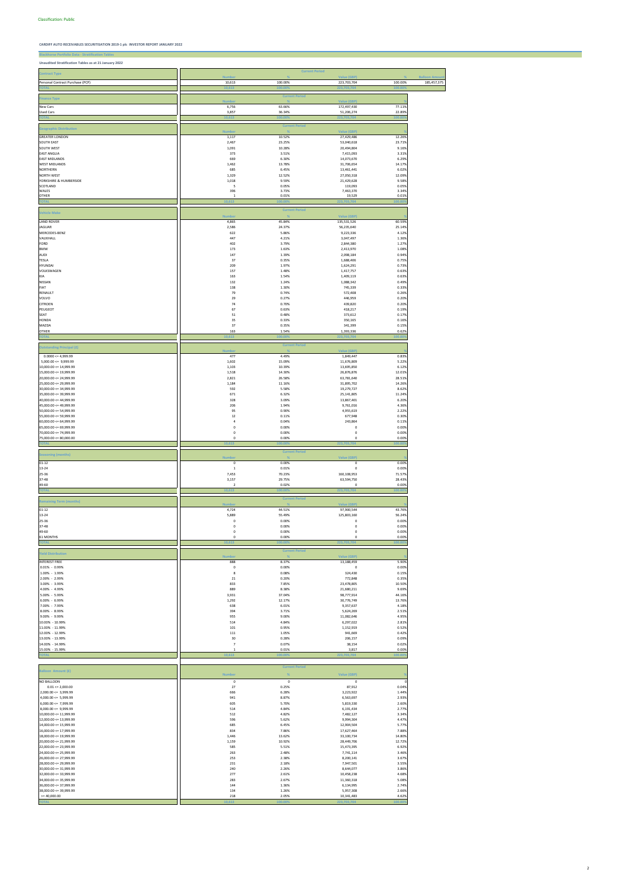Classification: Public

CARDIFF AUTO RECEIVABLES SECURITISATION 2019-1 plc INVESTOR REPORT JANUARY 2022

**Blackhorse Portfolio Data - Stratification Tables**

**Unaudited Stratification Tables as at 21 January 2022**

| Contract Type | Current Period | | | | |
|---|---|---|---|---|---|
| | Number | % | Value (GBP) | % | Balloon Amount |
| Personal Contract Purchase (PCP) | 10,613 | 100.00% | 223,703,704 | 100.00% | 185,457,375 |
| TOTAL | 10,613 | 100.00% | 223,703,704 | 100.00% | |

| Finance Type | Current Period | | | |
|---|---|---|---|---|
| | Number | % | Value (GBP) | % |
| New Cars | 6,756 | 63.66% | 172,497,430 | 77.11% |
| Used Cars | 3,857 | 36.34% | 51,206,274 | 22.89% |
| TOTAL | 10,613 | 100.00% | 223,703,704 | 100.00% |

| Geographic Distribution | Current Period | | | |
|---|---|---|---|---|
| | Number | % | Value (GBP) | % |
| GREATER LONDON | 1,117 | 10.52% | 27,429,486 | 12.26% |
| SOUTH EAST | 2,467 | 23.25% | 53,040,618 | 23.71% |
| SOUTH WEST | 1,091 | 10.28% | 20,494,804 | 9.16% |
| EAST ANGLIA | 373 | 3.51% | 7,415,093 | 3.31% |
| EAST MIDLANDS | 669 | 6.30% | 14,073,670 | 6.29% |
| WEST MIDLANDS | 1,462 | 13.78% | 31,706,654 | 14.17% |
| NORTHERN | 685 | 6.45% | 13,461,441 | 6.02% |
| NORTH WEST | 1,329 | 12.52% | 27,050,318 | 12.09% |
| YORKSHIRE & HUMBERSIDE | 1,018 | 9.59% | 21,429,628 | 9.58% |
| SCOTLAND | 5 | 0.05% | 119,093 | 0.05% |
| WALES | 396 | 3.73% | 7,463,370 | 3.34% |
| OTHER | 1 | 0.01% | 19,529 | 0.01% |
| TOTAL | 10,613 | 100.00% | 223,703,704 | 100.00% |

| Vehicle Make | Current Period | | | |
|---|---|---|---|---|
| | Number | % | Value (GBP) | % |
| LAND ROVER | 4,865 | 45.84% | 135,531,526 | 60.59% |
| JAGUAR | 2,586 | 24.37% | 56,235,640 | 25.14% |
| MERCEDES-BENZ | 622 | 5.86% | 9,223,536 | 4.12% |
| VAUXHALL | 447 | 4.21% | 3,047,497 | 1.36% |
| FORD | 402 | 3.79% | 2,844,380 | 1.27% |
| BMW | 173 | 1.63% | 2,413,970 | 1.08% |
| AUDI | 147 | 1.39% | 2,098,184 | 0.94% |
| TESLA | 37 | 0.35% | 1,688,406 | 0.75% |
| HYUNDAI | 209 | 1.97% | 1,624,291 | 0.73% |
| VOLKSWAGEN | 157 | 1.48% | 1,417,757 | 0.63% |
| KIA | 163 | 1.54% | 1,409,119 | 0.63% |
| NISSAN | 132 | 1.24% | 1,088,342 | 0.49% |
| FIAT | 138 | 1.30% | 745,339 | 0.33% |
| RENAULT | 79 | 0.74% | 572,408 | 0.26% |
| VOLVO | 29 | 0.27% | 446,959 | 0.20% |
| CITROEN | 74 | 0.70% | 439,820 | 0.20% |
| PEUGEOT | 67 | 0.63% | 418,217 | 0.19% |
| SEAT | 51 | 0.48% | 373,612 | 0.17% |
| HONDA | 35 | 0.33% | 350,165 | 0.16% |
| MAZDA | 37 | 0.35% | 341,399 | 0.15% |
| OTHER | 163 | 1.54% | 1,393,336 | 0.62% |
| TOTAL | 10,613 | 100.00% | 223,703,704 | 100.00% |

| Outstanding Principal (£) | Current Period | | | |
|---|---|---|---|---|
| | Number | % | Value (GBP) | % |
| 0.0000 <= 4,999.99 | 477 | 4.49% | 1,849,447 | 0.83% |
| 5,000.00 <= 9,999.99 | 1,602 | 15.09% | 11,676,809 | 5.22% |
| 10,000.00 <= 14,999.99 | 1,103 | 10.39% | 13,695,850 | 6.12% |
| 15,000.00 <= 19,999.99 | 1,518 | 14.30% | 26,876,876 | 12.01% |
| 20,000.00 <= 24,999.99 | 2,821 | 26.58% | 63,781,640 | 28.51% |
| 25,000.00 <= 29,999.99 | 1,184 | 11.16% | 31,895,702 | 14.26% |
| 30,000.00 <= 34,999.99 | 592 | 5.58% | 19,279,727 | 8.62% |
| 35,000.00 <= 39,999.99 | 671 | 6.32% | 25,141,805 | 11.24% |
| 40,000.00 <= 44,999.99 | 328 | 3.09% | 13,867,401 | 6.20% |
| 45,000.00 <= 49,999.99 | 206 | 1.94% | 9,761,016 | 4.36% |
| 50,000.00 <= 54,999.99 | 95 | 0.90% | 4,955,619 | 2.22% |
| 55,000.00 <= 59,999.99 | 12 | 0.11% | 677,948 | 0.30% |
| 60,000.00 <= 64,999.99 | 4 | 0.04% | 243,864 | 0.11% |
| 65,000.00 <= 69,999.99 | 0 | 0.00% | 0 | 0.00% |
| 70,000.00 <= 74,999.99 | 0 | 0.00% | 0 | 0.00% |
| 75,000.00 <= 80,000.00 | 0 | 0.00% | 0 | 0.00% |
| TOTAL | 10,613 | 100.00% | 223,703,704 | 100.00% |

| Seasoning (months) | Current Period | | | |
|---|---|---|---|---|
| | Number | % | Value (GBP) | % |
| 01-12 | 0 | 0.00% | 0 | 0.00% |
| 13-24 | 1 | 0.01% | 0 | 0.00% |
| 25-36 | 7,453 | 70.23% | 160,108,953 | 71.57% |
| 37-48 | 3,157 | 29.75% | 63,594,750 | 28.43% |
| 49-60 | 2 | 0.02% | 0 | 0.00% |
| TOTAL | 10,613 | 100.00% | 223,703,704 | 100.00% |

| Remaining Term (months) | Current Period | | | |
|---|---|---|---|---|
| | Number | % | Value (GBP) | % |
| 01-12 | 4,724 | 44.51% | 97,900,544 | 43.76% |
| 13-24 | 5,889 | 55.49% | 125,803,160 | 56.24% |
| 25-36 | 0 | 0.00% | 0 | 0.00% |
| 37-48 | 0 | 0.00% | 0 | 0.00% |
| 49-60 | 0 | 0.00% | 0 | 0.00% |
| 61 MONTHS | 0 | 0.00% | 0 | 0.00% |
| TOTAL | 10,613 | 100.00% | 223,703,704 | 100.00% |

| Yield Distribution | Current Period | | | |
|---|---|---|---|---|
| | Number | % | Value (GBP) | % |
| INTEREST FREE | 888 | 8.37% | 13,188,459 | 5.90% |
| 0.01% - 0.99% | 0 | 0.00% | 0 | 0.00% |
| 1.00% - 1.99% | 8 | 0.08% | 324,430 | 0.15% |
| 2.00% - 2.99% | 21 | 0.20% | 772,848 | 0.35% |
| 3.00% - 3.99% | 833 | 7.85% | 23,478,805 | 10.50% |
| 4.00% - 4.99% | 889 | 8.38% | 21,680,211 | 9.69% |
| 5.00% - 5.99% | 3,931 | 37.04% | 98,777,914 | 44.16% |
| 6.00% - 6.99% | 1,292 | 12.17% | 30,776,749 | 13.76% |
| 7.00% - 7.99% | 638 | 6.01% | 9,357,637 | 4.18% |
| 8.00% - 8.99% | 394 | 3.71% | 5,624,269 | 2.51% |
| 9.00% - 9.99% | 955 | 9.00% | 11,082,646 | 4.95% |
| 10.00% - 10.99% | 514 | 4.84% | 6,297,022 | 2.81% |
| 11.00% - 11.99% | 101 | 0.95% | 1,152,919 | 0.52% |
| 12.00% - 12.99% | 111 | 1.05% | 941,669 | 0.42% |
| 13.00% - 13.99% | 30 | 0.28% | 206,157 | 0.09% |
| 14.00% - 14.99% | 7 | 0.07% | 38,154 | 0.02% |
| 15.00% - 15.99% | 1 | 0.01% | 3,817 | 0.00% |
| TOTAL | 10,613 | 100.00% | 223,703,704 | 100.00% |

| Balloon Amount (£) | Current Period | | | |
|---|---|---|---|---|
| | Number | % | Value (GBP) | % |
| NO BALLOON | 0 | 0 | 0 | 0 |
| 0.01 <= 2,000.00 | 27 | 0.25% | 87,912 | 0.04% |
| 2,000.00 <= 3,999.99 | 666 | 6.28% | 3,223,922 | 1.44% |
| 4,000.00 <= 5,999.99 | 941 | 8.87% | 6,563,697 | 2.93% |
| 6,000.00 <= 7,999.99 | 605 | 5.70% | 5,819,330 | 2.60% |
| 8,000.00 <= 9,999.99 | 514 | 4.84% | 6,191,434 | 2.77% |
| 10,000.00 <= 11,999.99 | 512 | 4.82% | 7,482,127 | 3.34% |
| 12,000.00 <= 13,999.99 | 596 | 5.62% | 9,994,304 | 4.47% |
| 14,000.00 <= 15,999.99 | 685 | 6.45% | 12,904,504 | 5.77% |
| 16,000.00 <= 17,999.99 | 834 | 7.86% | 17,627,464 | 7.88% |
| 18,000.00 <= 19,999.99 | 1,446 | 13.62% | 33,100,734 | 14.80% |
| 20,000.00 <= 21,999.99 | 1,159 | 10.92% | 28,449,706 | 12.72% |
| 22,000.00 <= 23,999.99 | 585 | 5.51% | 15,473,395 | 6.92% |
| 24,000.00 <= 25,999.99 | 263 | 2.48% | 7,741,114 | 3.46% |
| 26,000.00 <= 27,999.99 | 253 | 2.38% | 8,200,141 | 3.67% |
| 28,000.00 <= 29,999.99 | 231 | 2.18% | 7,947,501 | 3.55% |
| 30,000.00 <= 31,999.99 | 240 | 2.26% | 8,644,077 | 3.86% |
| 32,000.00 <= 33,999.99 | 277 | 2.61% | 10,458,238 | 4.68% |
| 34,000.00 <= 35,999.99 | 283 | 2.67% | 11,360,318 | 5.08% |
| 36,000.00 <= 37,999.99 | 144 | 1.36% | 6,134,995 | 2.74% |
| 38,000.00 <= 39,999.99 | 134 | 1.26% | 5,957,308 | 2.66% |
| >= 40,000.00 | 218 | 2.05% | 10,341,483 | 4.62% |
| TOTAL | 10,613 | 100.00% | 223,703,704 | 100.00% |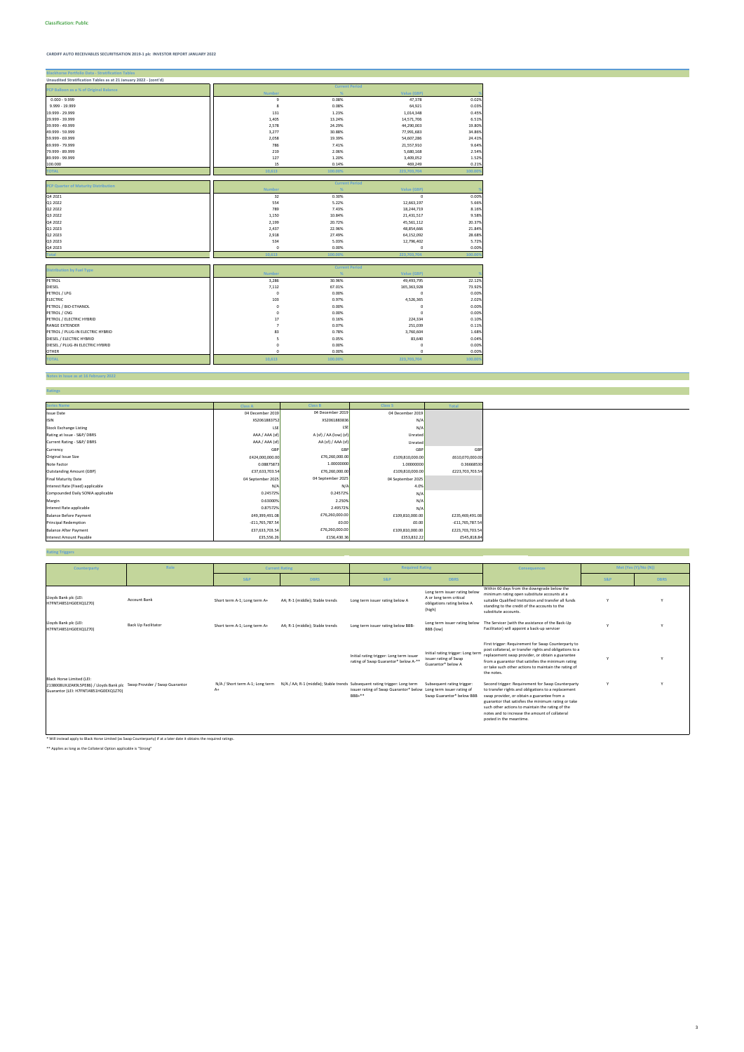Classification: Public

CARDIFF AUTO RECEIVABLES SECURITISATION 2019-1 plc INVESTOR REPORT JANUARY 2022

## Blackhorse Portfolio Data - Stratification Tables

Unaudited Stratification Tables as at 31 January 2022 - (cont'd)

| PCP Balloon as a % of Original Balance | Current Period | | | |
|---|---|---|---|---|
| | Number | % | Value (GBP) | % |
| 0.000 - 9.999 | 9 | 0.08% | 47,378 | 0.02% |
| 9.999 - 19.999 | 8 | 0.08% | 64,921 | 0.03% |
| 19.999 - 29.999 | 131 | 1.23% | 1,014,348 | 0.45% |
| 29.999 - 39.999 | 1,405 | 13.24% | 14,571,706 | 6.51% |
| 39.999 - 49.999 | 2,578 | 24.29% | 44,290,003 | 19.80% |
| 49.999 - 59.999 | 3,277 | 30.88% | 77,991,683 | 34.86% |
| 59.999 - 69.999 | 2,058 | 19.39% | 54,607,286 | 24.41% |
| 69.999 - 79.999 | 786 | 7.41% | 21,557,910 | 9.64% |
| 79.999 - 89.999 | 219 | 2.06% | 5,680,168 | 2.54% |
| 89.999 - 99.999 | 127 | 1.20% | 3,409,052 | 1.52% |
| 100.000 | 15 | 0.14% | 469,249 | 0.21% |
| TOTAL | 10,613 | 100.00% | 223,703,704 | 100.00% |

| PCP Quarter of Maturity Distribution | Current Period | | | |
|---|---|---|---|---|
| | Number | % | Value (GBP) | % |
| Q4 2021 | 32 | 0.30% | 0 | 0.00% |
| Q1 2022 | 554 | 5.22% | 12,663,197 | 5.66% |
| Q2 2022 | 789 | 7.43% | 18,244,719 | 8.16% |
| Q3 2022 | 1,150 | 10.84% | 21,431,517 | 9.58% |
| Q4 2022 | 2,199 | 20.72% | 45,561,112 | 20.37% |
| Q1 2023 | 2,437 | 22.96% | 48,854,666 | 21.84% |
| Q2 2023 | 2,918 | 27.49% | 64,152,092 | 28.68% |
| Q3 2023 | 534 | 5.03% | 12,796,402 | 5.72% |
| Q4 2023 | 0 | 0.00% | 0 | 0.00% |
| Total | 10,613 | 100.00% | 223,703,704 | 100.00% |

| Distribution by Fuel Type | Current Period | | | |
|---|---|---|---|---|
| | Number | % | Value (GBP) | % |
| PETROL | 3,286 | 30.96% | 49,493,795 | 22.12% |
| DIESEL | 7,112 | 67.01% | 165,363,928 | 73.92% |
| PETROL / LPG | 0 | 0.00% | 0 | 0.00% |
| ELECTRIC | 103 | 0.97% | 4,526,365 | 2.02% |
| PETROL / BIO-ETHANOL | 0 | 0.00% | 0 | 0.00% |
| PETROL / CNG | 0 | 0.00% | 0 | 0.00% |
| PETROL / ELECTRIC HYBRID | 17 | 0.16% | 224,334 | 0.10% |
| RANGE EXTENDER | 7 | 0.07% | 251,039 | 0.11% |
| PETROL / PLUG-IN ELECTRIC HYBRID | 83 | 0.78% | 3,760,604 | 1.68% |
| DIESEL / ELECTRIC HYBRID | 5 | 0.05% | 83,640 | 0.04% |
| DIESEL / PLUG-IN ELECTRIC HYBRID | 0 | 0.00% | 0 | 0.00% |
| OTHER | 0 | 0.00% | 0 | 0.00% |
| TOTAL | 10,613 | 100.00% | 223,703,704 | 100.00% |

## Notes in Issue as at 16 February 2022

## Ratings

| Series Name | Class A | Class B | Class Z | Total |
|---|---|---|---|---|
| Issue Date | 04 December 2019 | 04 December 2019 | 04 December 2019 | |
| ISIN | XS2061883752 | XS2061883836 | N/A | |
| Stock Exchange Listing | LSE | LSE | N/A | |
| Rating at Issue - S&P/ DBRS | AAA / AAA (sf) | A (sf) / AA (low) (sf) | Unrated | |
| Current Rating - S&P/ DBRS | AAA / AAA (sf) | AA (sf) / AAA (sf) | Unrated | |
| Currency | GBP | GBP | GBP | GBP |
| Original Issue Size | £424,000,000.00 | £76,260,000.00 | £109,810,000.00 | £610,070,000.00 |
| Note Factor | 0.08875873 | 1.00000000 | 1.00000000 | 0.36668530 |
| Outstanding Amount (GBP) | £37,633,703.54 | £76,260,000.00 | £109,810,000.00 | £223,703,703.54 |
| Final Maturity Date | 04 September 2025 | 04 September 2025 | 04 September 2025 | |
| Interest Rate (Fixed) applicable | N/A | N/A | 4.0% | |
| Compounded Daily SONIA applicable | 0.24572% | 0.24572% | N/A | |
| Margin | 0.63000% | 2.250% | N/A | |
| Interest Rate applicable | 0.87572% | 2.49572% | N/A | |
| Balance Before Payment | £49,399,491.08 | £76,260,000.00 | £109,810,000.00 | £235,469,491.08 |
| Principal Redemption | -£11,765,787.54 | £0.00 | £0.00 | -£11,765,787.54 |
| Balance After Payment | £37,633,703.54 | £76,260,000.00 | £109,810,000.00 | £223,703,703.54 |
| Interest Amount Payable | £35,556.26 | £156,430.36 | £353,832.22 | £545,818.84 |

## Rating Triggers

| Counterparty | Role | Current Rating | | Required Rating | | Consequences | Met (Yes (Y)/No (N)) | |
|---|---|---|---|---|---|---|---|---|
| | | S&P | DBRS | S&P | DBRS | | S&P | DBRS |
| Lloyds Bank plc (LEI: H7FNTJ4851HG0EXQ1Z70) | Account Bank | Short term A-1; Long term A+ | AA; R-1 (middle); Stable trends | Long term issuer rating below A | Long term issuer rating below A or long term critical obligations rating below A (high) | Within 60 days from the downgrade below the minimum rating open substitute accounts at a suitable Qualified Institution and transfer all funds standing to the credit of the accounts to the substitute accounts. | Y | Y |
| Lloyds Bank plc (LEI: H7FNTJ4851HG0EXQ1Z70) | Back Up Facilitator | Short term A-1; Long term A+ | AA; R-1 (middle); Stable trends | Long term issuer rating below BBB- | Long term issuer rating below BBB (low) | The Servicer (with the assistance of the Back-Up Facilitator) will appoint a back-up servicer | Y | Y |
| Black Horse Limited (LEI: 2138008UKZAK9L5PE86) / Lloyds Bank plc Guarantor (LEI: H7FNTJ4851HG0EXQ1Z70) | Swap Provider / Swap Guarantor | N/A / Short term A-1; Long term A+ | N/A / AA; R-1 (middle); Stable trends | Initial rating trigger: Long term issuer rating of Swap Guarantor* below A-** | Initial rating trigger: Long term issuer rating of Swap Guarantor* below A | First trigger: Requirement for Swap Counterparty to post collateral, or transfer rights and obligations to a replacement swap provider, or obtain a guarantee from a guarantor that satisfies the minimum rating or take such other actions to maintain the rating of the notes. | Y | Y |
| | | | | Subsequent rating trigger: Long term issuer rating of Swap Guarantor* below BBB+** | Subsequent rating trigger: Long term issuer rating of Swap Guarantor* below BBB | Second trigger: Requirement for Swap Counterparty to transfer rights and obligations to a replacement swap provider, or obtain a guarantee from a guarantor that satisfies the minimum rating or take such other actions to maintain the rating of the notes and to increase the amount of collateral posted in the meantime. | Y | Y |

* Will instead apply to Black Horse Limited (as Swap Counterparty) if at a later date it obtains the required ratings.

** Applies as long as the Collateral Option applicable is "Strong"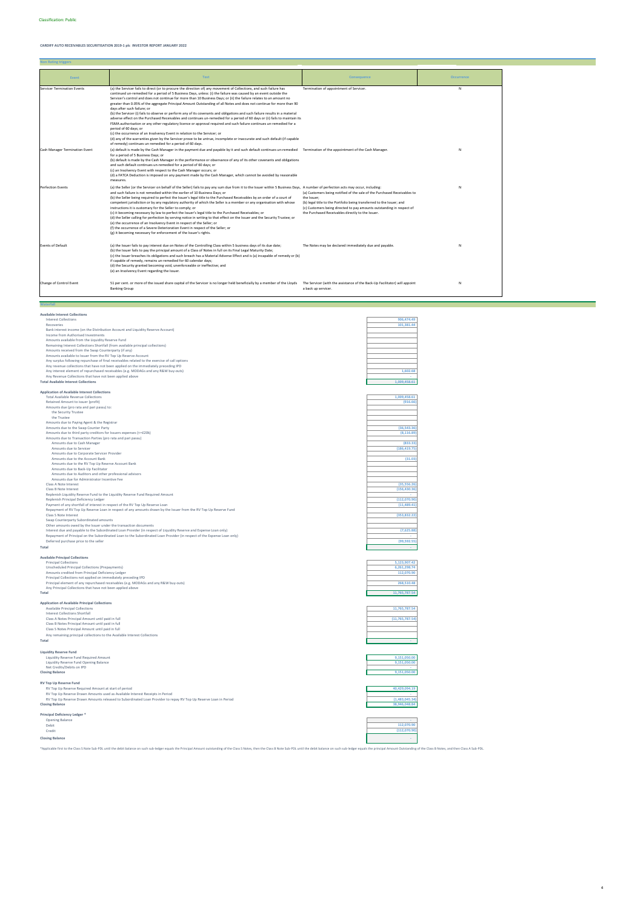Classification: Public

**CARDIFF AUTO RECEIVABLES SECURITISATION 2019-1 plc INVESTOR REPORT JANUARY 2022**

## Non Rating triggers

| Event | Test | Consequence | Occurrence |
|---|---|---|---|
| Servicer Termination Events | (a) the Servicer fails to direct (or to procure the direction of) any movement of Collections, and such failure has continued un-remedied for a period of 5 Business Days, unless: (i) the failure was caused by an event outside the Servicer's control and does not continue for more than 10 Business Days; or (ii) the failure relates to an amount no greater than 0.05% of the aggregate Principal Amount Outstanding of all Notes and does not continue for more than 90 days after such failure; or<br>(b) the Servicer (i) fails to observe or perform any of its covenants and obligations and such failure results in a material adverse effect on the Purchased Receivables and continues un-remedied for a period of 60 days or (ii) fails to maintain its FSMA authorisation or any other regulatory licence or approval required and such failure continues un-remedied for a period of 60 days; or<br>(c) the occurrence of an Insolvency Event in relation to the Servicer; or<br>(d) any of the warranties given by the Servicer prove to be untrue, incomplete or inaccurate and such default (if capable of remedy) continues un-remedied for a period of 60 days. | Termination of appointment of Servicer. | N |
| Cash Manager Termination Event | (a) default is made by the Cash Manager in the payment due and payable by it and such default continues un-remedied for a period of 5 Business Days; or<br>(b) default is made by the Cash Manager in the performance or observance of any of its other covenants and obligations and such default continues un-remedied for a period of 60 days; or<br>(c) an Insolvency Event with respect to the Cash Manager occurs; or<br>(d) a FATCA Deduction is imposed on any payment made by the Cash Manager, which cannot be avoided by reasonable measures. | Termination of the appointment of the Cash Manager. | N |
| Perfection Events | (a) the Seller (or the Servicer on behalf of the Seller) fails to pay any sum due from it to the Issuer within 5 Business Days, and such failure is not remedied within the earlier of 10 Business Days; or<br>(b) the Seller being required to perfect the Issuer's legal title to the Purchased Receivables by an order of a court of competent jurisdiction or by any regulatory authority of which the Seller is a member or any organisation with whose instructions it is customary for the Seller to comply; or<br>(c) it becoming necessary by law to perfect the Issuer's legal title to the Purchased Receivables; or<br>(d) the Seller calling for perfection by serving notice in writing to that effect on the Issuer and the Security Trustee; or<br>(e) the occurrence of an Insolvency Event in respect of the Seller; or<br>(f) the occurrence of a Severe Deterioration Event in respect of the Seller; or<br>(g) it becoming necessary for enforcement of the Issuer's rights. | A number of perfection acts may occur, including:<br>(a) Customers being notified of the sale of the Purchased Receivables to the Issuer;<br>(b) legal title to the Portfolio being transferred to the Issuer; and<br>(c) Customers being directed to pay amounts outstanding in respect of the Purchased Receivables directly to the Issuer. | N |
| Events of Default | (a) the Issuer fails to pay interest due on Notes of the Controlling Class within 5 business days of its due date;<br>(b) the Issuer fails to pay the principal amount of a Class of Notes in full on its Final Legal Maturity Date;<br>(c) the Issuer breaches its obligations and such breach has a Material Adverse Effect and is (a) incapable of remedy or (b) if capable of remedy, remains un-remedied for 60 calendar days;<br>(d) the Security granted becoming void, unenforceable or ineffective; and<br>(e) an Insolvency Event regarding the Issuer. | The Notes may be declared immediately due and payable. | N |
| Change of Control Event | 51 per cent. or more of the issued share capital of the Servicer is no longer held beneficially by a member of the Lloyds Banking Group | The Servicer (with the assistance of the Back-Up Facilitator) will appoint a back up servicer. | N |

## Waterfall

**Available Interest Collections**

| | |
|---|---|
| Interest Collections | 906,474.49 |
| Recoveries | 101,381.44 |
| Bank interest income (on the Distribution Account and Liquidity Reserve Account) | |
| Income from Authorised Investments | |
| Amounts available from the Liquidity Reserve Fund | |
| Remaining Interest Collections Shortfall (from available principal collections) | |
| Amounts received from the Swap Counterparty (if any) | |
| Amounts available to Issuer from the RV Top Up Reserve Account | |
| Any surplus following repurchase of final receivables related to the exercise of call options | |
| Any revenue collections that have not been applied on the immediately preceding IPD | |
| Any interest element of repurchased receivables (e.g. MODAGs and any R&W buy-outs) | 1,602.68 |
| Any Revenue Collections that have not been applied above | |
| **Total Available Interest Collections** | 1,009,458.61 |

**Application of Available Interest Collections**

| | |
|---|---|
| Total Available Revenue Collections | 1,009,458.61 |
| Retained Amount to issuer (profit) | (916.66) |
| Amounts due (pro rata and pari passu) to: | |
| the Security Trustee | |
| the Trustee | |
| Amounts due to Paying Agent & the Registrar | |
| Amounts due to the Swap Counter Party | (36,543.36) |
| Amounts due to third party creditors for Issuers expenses (<=£20k) | (8,116.89) |
| Amounts due to Transaction Parties (pro rata and pari passu) | |
| Amounts due to Cash Manager | (833.33) |
| Amounts due to Servicer | (186,419.75) |
| Amounts due to Corporate Servicer Provider | |
| Amounts due to the Account Bank | (31.03) |
| Amounts due to the RV Top Up Reserve Account Bank | |
| Amounts due to Back-Up Facilitator | |
| Amounts due to Auditors and other professional advisors | |
| Amounts due for Administrator Incentive Fee | |
| Class A Note Interest | (35,556.26) |
| Class B Note Interest | (156,430.36) |
| Replenish Liquidity Reserve Fund to the Liquidity Reserve Fund Required Amount | - |
| Replenish Principal Deficiency Ledger | (112,070.90) |
| Payment of any shortfall of interest in respect of the RV Top Up Reserve Loan | (11,489.41) |
| Repayment of RV Top Up Reserve Loan in respect of any amounts drawn by the Issuer from the RV Top Up Reserve Fund | - |
| Class S Note Interest | (353,832.22) |
| Swap Counterparty Subordinated amounts | |
| Other amounts owed by the Issuer under the transaction documents | |
| Interest due and payable to the Subordinated Loan Provider (in respect of Liquidity Reserve and Expense Loan only) | (7,625.88) |
| Repayment of Principal on the Subordinated Loan to the Subordinated Loan Provider (in respect of the Expense Loan only) | - |
| Deferred purchase price to the seller | (99,592.55) |
| **Total** | - |

**Available Principal Collections**

| | |
|---|---|
| Principal Collections | 5,123,907.42 |
| Unscheduled Principal Collections (Prepayments) | 6,261,298.74 |
| Amounts credited from Principal Deficiency Ledger | 112,070.90 |
| Principal Collections not applied on immediately preceding IPD | |
| Principal element of any repurchased receivables (e.g. MODAGs and any R&W buy-outs) | 268,510.48 |
| Any Principal Collections that have not been applied above | |
| **Total** | 11,765,787.54 |

**Application of Available Principal Collections**

| | |
|---|---|
| Available Principal Collections | 11,765,787.54 |
| Interest Collections Shortfall | |
| Class A Notes Principal Amount until paid in full | (11,765,787.54) |
| Class B Notes Principal Amount until paid in full | |
| Class S Notes Principal Amount until paid in full | |
| Any remaining principal collections to the Available Interest Collections | |
| **Total** | - |

**Liquidity Reserve Fund**

| | |
|---|---|
| Liquidity Reserve Fund Required Amount | 9,151,050.00 |
| Liquidity Reserve Fund Opening Balance | 9,151,050.00 |
| Net Credits/Debits on IPD | |
| **Closing Balance** | 9,151,050.00 |

**RV Top Up Reserve Fund**

| | |
|---|---|
| RV Top Up Reserve Required Amount at start of period | 40,429,094.19 |
| RV Top Up Reserve Drawn Amounts used as Available Interest Receipts in Period | - |
| RV Top Up Reserve Drawn Amounts released to Subordinated Loan Provider to repay RV Top Up Reserve Loan in Period | (1,483,045.34) |
| **Closing Balance** | 38,946,048.84 |

**Principal Deficiency Ledger \***

| | |
|---|---|
| Opening Balance | - |
| Debit | 112,070.90 |
| Credit | (112,070.90) |
| **Closing Balance** | - |

*Applicable first to the Class S Note Sub-PDL until the debit balance on such sub-ledger equals the Principal Amount outstanding of the Class S Notes, then the Class B Note Sub-PDL until the debit balance on such sub-ledger equals the principal Amount Outstanding of the Class B Notes, and then Class A Sub-PDL.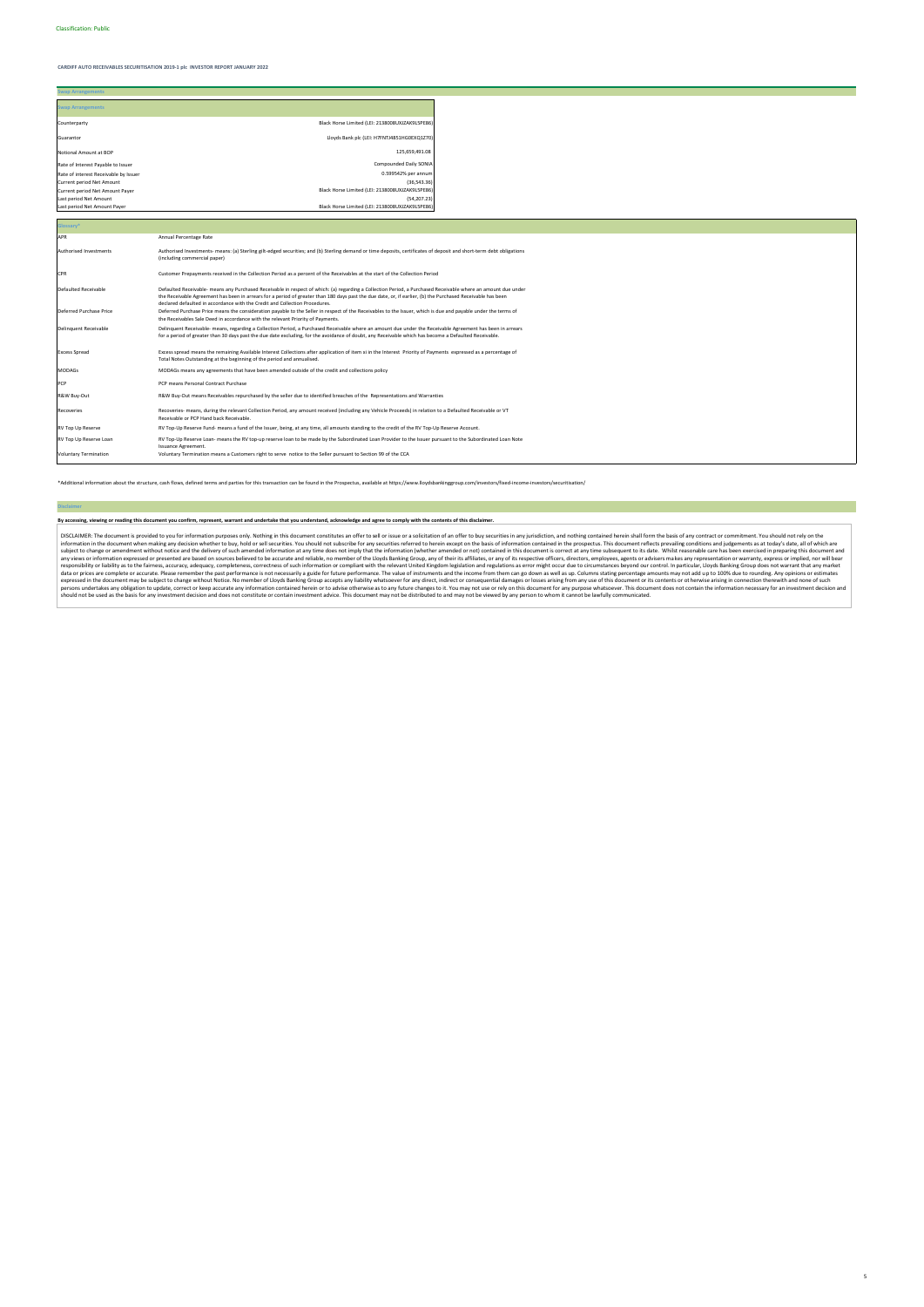Classification: Public

**CARDIFF AUTO RECEIVABLES SECURITISATION 2019-1 plc INVESTOR REPORT JANUARY 2022**

## Swap Arrangements

| Swap Arrangements | |
|---|---|
| Counterparty | Black Horse Limited (LEI: 2138008UXJZAK9L5PE86) |
| Guarantor | Lloyds Bank plc (LEI: H7FNTJ4851HG0EXQ1Z70) |
| Notional Amount at BOP | 125,659,491.08 |
| Rate of Interest Payable to Issuer | Compounded Daily SONIA |
| Rate of Interest Receivable by Issuer | 0.599542% per annum |
| Current period Net Amount | (36,543.36) |
| Current period Net Amount Payer | Black Horse Limited (LEI: 2138008UXJZAK9L5PE86) |
| Last period Net Amount | (54,207.23) |
| Last period Net Amount Payer | Black Horse Limited (LEI: 2138008UXJZAK9L5PE86) |

## Glossary*

| | |
|---|---|
| APR | Annual Percentage Rate |
| Authorised Investments | Authorised Investments- means: (a) Sterling gilt-edged securities; and (b) Sterling demand or time deposits, certificates of deposit and short-term debt obligations (including commercial paper) |
| CPR | Customer Prepayments received in the Collection Period as a percent of the Receivables at the start of the Collection Period |
| Defaulted Receivable | Defaulted Receivable- means any Purchased Receivable in respect of which: (a) regarding a Collection Period, a Purchased Receivable where an amount due under the Receivable Agreement has been in arrears for a period of greater than 180 days past the due date, or, if earlier, (b) the Purchased Receivable has been declared defaulted in accordance with the Credit and Collection Procedures. |
| Deferred Purchase Price | Deferred Purchase Price means the consideration payable to the Seller in respect of the Receivables to the Issuer, which is due and payable under the terms of the Receivables Sale Deed in accordance with the relevant Priority of Payments. |
| Delinquent Receivable | Delinquent Receivable- means, regarding a Collection Period, a Purchased Receivable where an amount due under the Receivable Agreement has been in arrears for a period of greater than 30 days past the due date excluding, for the avoidance of doubt, any Receivable which has become a Defaulted Receivable. |
| Excess Spread | Excess spread means the remaining Available Interest Collections after application of item xi in the Interest Priority of Payments expressed as a percentage of Total Notes Outstanding at the beginning of the period and annualised. |
| MODAGs | MODAGs means any agreements that have been amended outside of the credit and collections policy |
| PCP | PCP means Personal Contract Purchase |
| R&W Buy-Out | R&W Buy-Out means Receivables repurchased by the seller due to identified breaches of the Representations and Warranties |
| Recoveries | Recoveries- means, during the relevant Collection Period, any amount received (including any Vehicle Proceeds) in relation to a Defaulted Receivable or VT Receivable or PCP Hand back Receivable. |
| RV Top Up Reserve | RV Top-Up Reserve Fund- means a fund of the Issuer, being, at any time, all amounts standing to the credit of the RV Top-Up Reserve Account. |
| RV Top Up Reserve Loan | RV Top-Up Reserve Loan- means the RV top-up reserve loan to be made by the Subordinated Loan Provider to the Issuer pursuant to the Subordinated Loan Note Issuance Agreement. |
| Voluntary Termination | Voluntary Termination means a Customers right to serve notice to the Seller pursuant to Section 99 of the CCA |

*Additional information about the structure, cash flows, defined terms and parties for this transaction can be found in the Prospectus, available at https://www.lloydsbankinggroup.com/investors/fixed-income-investors/securitisation/

## Disclaimer

**By accessing, viewing or reading this document you confirm, represent, warrant and undertake that you understand, acknowledge and agree to comply with the contents of this disclaimer.**

DISCLAIMER: The document is provided to you for information purposes only. Nothing in this document constitutes an offer to sell or issue or a solicitation of an offer to buy securities in any jurisdiction, and nothing contained herein shall form the basis of any contract or commitment. You should not rely on the information in the document when making any decision whether to buy, hold or sell securities. You should not subscribe for any securities referred to herein except on the basis of information contained in the prospectus. This document reflects prevailing conditions and judgements as at today's date, all of which are subject to change or amendment without notice and the delivery of such amended information at any time does not imply that the information (whether amended or not) contained in this document is correct at any time subsequent to its date. Whilst reasonable care has been exercised in preparing this document and any views or information expressed or presented are based on sources believed to be accurate and reliable, no member of the Lloyds Banking Group, any of their its affiliates, or any of its respective officers, directors, employees, agents or advisers makes any representation or warranty, express or implied, nor will bear responsibility or liability as to the fairness, accuracy, adequacy, completeness, correctness of such information or compliant with the relevant United Kingdom legislation and regulations as error might occur due to circumstances beyond our control. In particular, Lloyds Banking Group does not warrant that any market data or prices are complete or accurate. Please remember the past performance is not necessarily a guide for future performance. The value of instruments and the income from them can go down as well as up. Columns stating percentage amounts may not add up to 100% due to rounding. Any opinions or estimates expressed in the document may be subject to change without Notice. No member of Lloyds Banking Group accepts any liability whatsoever for any direct, indirect or consequential damages or losses arising from any use of this document or its contents or otherwise arising in connection therewith and none of such persons undertakes any obligation to update, correct or keep accurate any information contained herein or to advise otherwise as to any future changes to it. You may not use or rely on this document for any purpose whatsoever. This document does not contain the information necessary for an investment decision and should not be used as the basis for any investment decision and does not constitute or contain investment advice. This document may not be distributed to and may not be viewed by any person to whom it cannot be lawfully communicated.